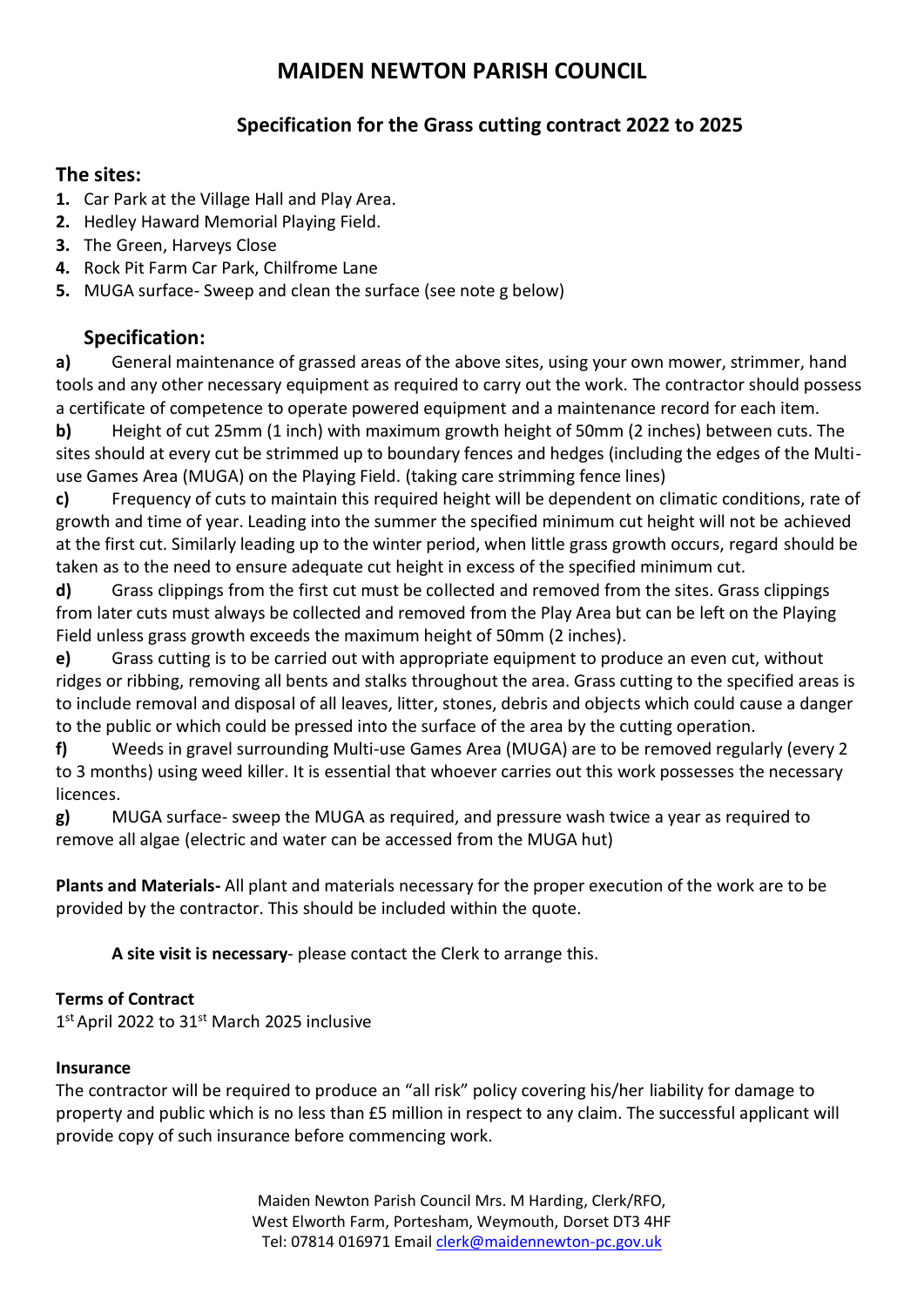# MAIDEN NEWTON PARISH COUNCIL

## Specification for the Grass cutting contract 2022 to 2025

### The sites:

1. Car Park at the Village Hall and Play Area.
2. Hedley Haward Memorial Playing Field.
3. The Green, Harveys Close
4. Rock Pit Farm Car Park, Chilfrome Lane
5. MUGA surface- Sweep and clean the surface (see note g below)

### Specification:

**a)** General maintenance of grassed areas of the above sites, using your own mower, strimmer, hand tools and any other necessary equipment as required to carry out the work. The contractor should possess a certificate of competence to operate powered equipment and a maintenance record for each item.

**b)** Height of cut 25mm (1 inch) with maximum growth height of 50mm (2 inches) between cuts. The sites should at every cut be strimmed up to boundary fences and hedges (including the edges of the Multi-use Games Area (MUGA) on the Playing Field. (taking care strimming fence lines)

**c)** Frequency of cuts to maintain this required height will be dependent on climatic conditions, rate of growth and time of year. Leading into the summer the specified minimum cut height will not be achieved at the first cut. Similarly leading up to the winter period, when little grass growth occurs, regard should be taken as to the need to ensure adequate cut height in excess of the specified minimum cut.

**d)** Grass clippings from the first cut must be collected and removed from the sites. Grass clippings from later cuts must always be collected and removed from the Play Area but can be left on the Playing Field unless grass growth exceeds the maximum height of 50mm (2 inches).

**e)** Grass cutting is to be carried out with appropriate equipment to produce an even cut, without ridges or ribbing, removing all bents and stalks throughout the area. Grass cutting to the specified areas is to include removal and disposal of all leaves, litter, stones, debris and objects which could cause a danger to the public or which could be pressed into the surface of the area by the cutting operation.

**f)** Weeds in gravel surrounding Multi-use Games Area (MUGA) are to be removed regularly (every 2 to 3 months) using weed killer. It is essential that whoever carries out this work possesses the necessary licences.

**g)** MUGA surface- sweep the MUGA as required, and pressure wash twice a year as required to remove all algae (electric and water can be accessed from the MUGA hut)

**Plants and Materials-** All plant and materials necessary for the proper execution of the work are to be provided by the contractor. This should be included within the quote.

**A site visit is necessary**- please contact the Clerk to arrange this.

**Terms of Contract**

1st April 2022 to 31st March 2025 inclusive

**Insurance**

The contractor will be required to produce an "all risk" policy covering his/her liability for damage to property and public which is no less than £5 million in respect to any claim. The successful applicant will provide copy of such insurance before commencing work.

Maiden Newton Parish Council Mrs. M Harding, Clerk/RFO,
West Elworth Farm, Portesham, Weymouth, Dorset DT3 4HF
Tel: 07814 016971 Email clerk@maidennewton-pc.gov.uk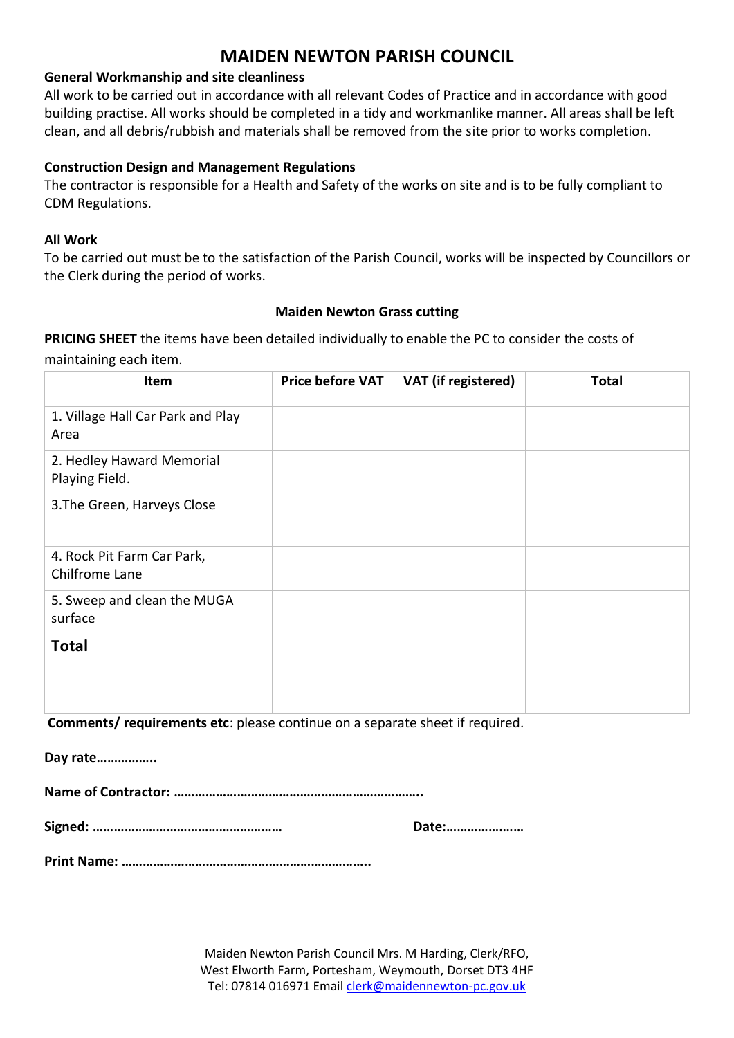# MAIDEN NEWTON PARISH COUNCIL

**General Workmanship and site cleanliness**

All work to be carried out in accordance with all relevant Codes of Practice and in accordance with good building practise. All works should be completed in a tidy and workmanlike manner. All areas shall be left clean, and all debris/rubbish and materials shall be removed from the site prior to works completion.

**Construction Design and Management Regulations**

The contractor is responsible for a Health and Safety of the works on site and is to be fully compliant to CDM Regulations.

**All Work**

To be carried out must be to the satisfaction of the Parish Council, works will be inspected by Councillors or the Clerk during the period of works.

**Maiden Newton Grass cutting**

**PRICING SHEET** the items have been detailed individually to enable the PC to consider the costs of maintaining each item.

| Item | Price before VAT | VAT (if registered) | Total |
|---|---|---|---|
| 1. Village Hall Car Park and Play Area | | | |
| 2. Hedley Haward Memorial Playing Field. | | | |
| 3.The Green, Harveys Close | | | |
| 4. Rock Pit Farm Car Park, Chilfrome Lane | | | |
| 5. Sweep and clean the MUGA surface | | | |
| **Total** | | | |

**Comments/ requirements etc**: please continue on a separate sheet if required.

**Day rate……………..**

**Name of Contractor: ……………………………………………………………..**

**Signed: ………………………………………………** **Date:…………………**

**Print Name: ……………………………………………………………..**

Maiden Newton Parish Council Mrs. M Harding, Clerk/RFO,
West Elworth Farm, Portesham, Weymouth, Dorset DT3 4HF
Tel: 07814 016971 Email clerk@maidennewton-pc.gov.uk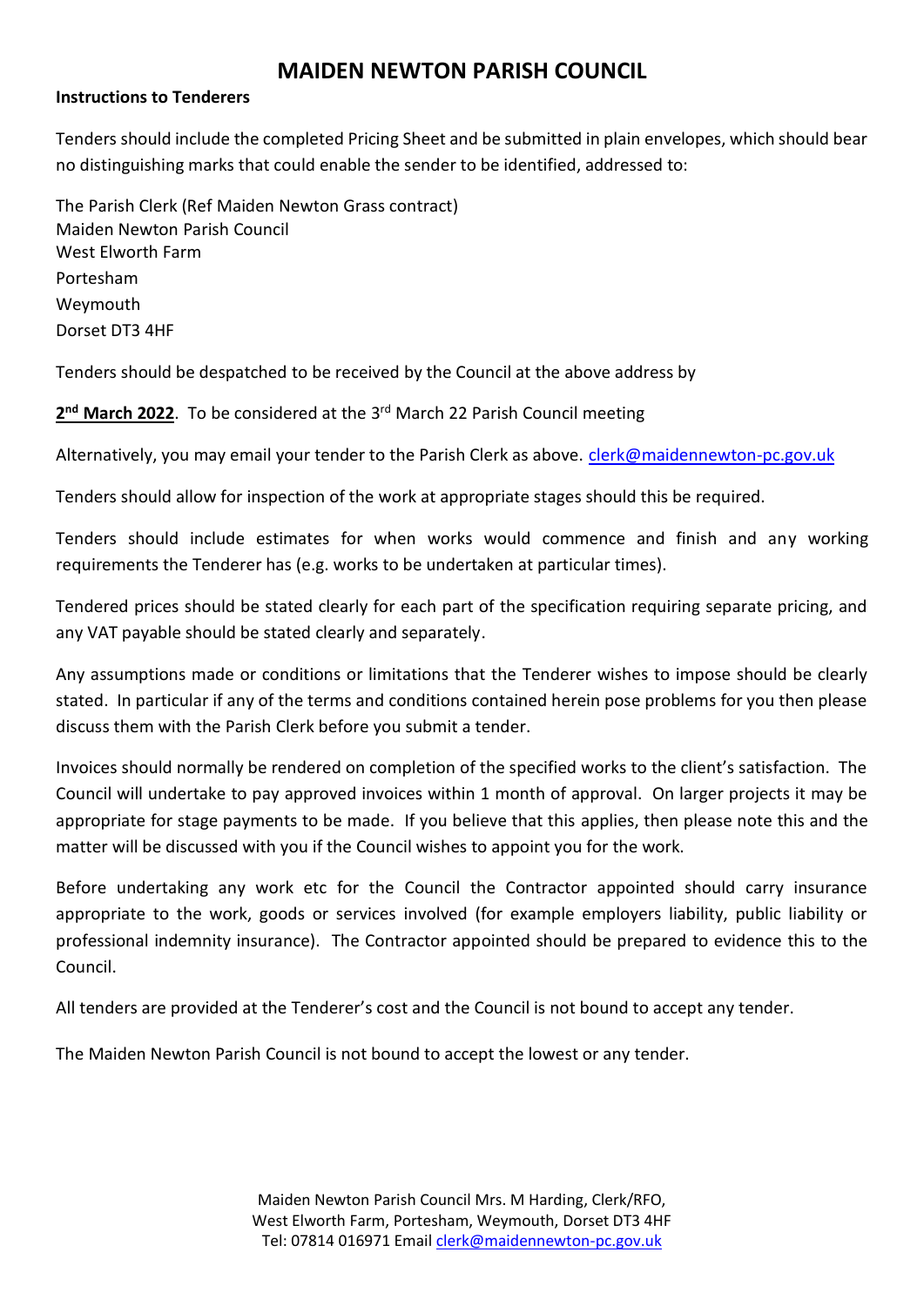# MAIDEN NEWTON PARISH COUNCIL

**Instructions to Tenderers**

Tenders should include the completed Pricing Sheet and be submitted in plain envelopes, which should bear no distinguishing marks that could enable the sender to be identified, addressed to:

The Parish Clerk (Ref Maiden Newton Grass contract)
Maiden Newton Parish Council
West Elworth Farm
Portesham
Weymouth
Dorset DT3 4HF

Tenders should be despatched to be received by the Council at the above address by

**2nd March 2022**. To be considered at the 3rd March 22 Parish Council meeting

Alternatively, you may email your tender to the Parish Clerk as above. clerk@maidennewton-pc.gov.uk

Tenders should allow for inspection of the work at appropriate stages should this be required.

Tenders should include estimates for when works would commence and finish and any working requirements the Tenderer has (e.g. works to be undertaken at particular times).

Tendered prices should be stated clearly for each part of the specification requiring separate pricing, and any VAT payable should be stated clearly and separately.

Any assumptions made or conditions or limitations that the Tenderer wishes to impose should be clearly stated. In particular if any of the terms and conditions contained herein pose problems for you then please discuss them with the Parish Clerk before you submit a tender.

Invoices should normally be rendered on completion of the specified works to the client's satisfaction. The Council will undertake to pay approved invoices within 1 month of approval. On larger projects it may be appropriate for stage payments to be made. If you believe that this applies, then please note this and the matter will be discussed with you if the Council wishes to appoint you for the work.

Before undertaking any work etc for the Council the Contractor appointed should carry insurance appropriate to the work, goods or services involved (for example employers liability, public liability or professional indemnity insurance). The Contractor appointed should be prepared to evidence this to the Council.

All tenders are provided at the Tenderer's cost and the Council is not bound to accept any tender.

The Maiden Newton Parish Council is not bound to accept the lowest or any tender.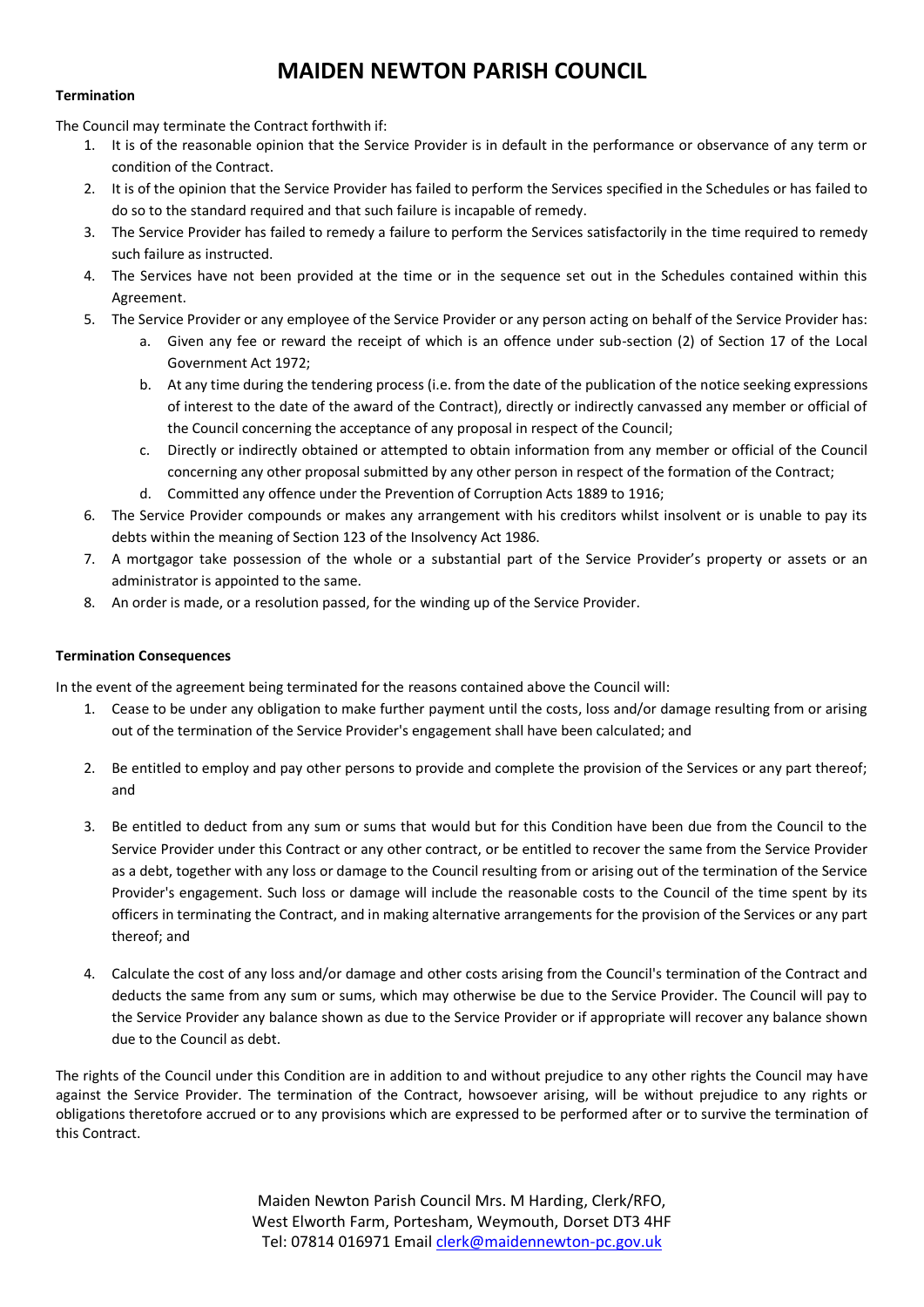# MAIDEN NEWTON PARISH COUNCIL

**Termination**

The Council may terminate the Contract forthwith if:

1. It is of the reasonable opinion that the Service Provider is in default in the performance or observance of any term or condition of the Contract.
2. It is of the opinion that the Service Provider has failed to perform the Services specified in the Schedules or has failed to do so to the standard required and that such failure is incapable of remedy.
3. The Service Provider has failed to remedy a failure to perform the Services satisfactorily in the time required to remedy such failure as instructed.
4. The Services have not been provided at the time or in the sequence set out in the Schedules contained within this Agreement.
5. The Service Provider or any employee of the Service Provider or any person acting on behalf of the Service Provider has:
   a. Given any fee or reward the receipt of which is an offence under sub-section (2) of Section 17 of the Local Government Act 1972;
   b. At any time during the tendering process (i.e. from the date of the publication of the notice seeking expressions of interest to the date of the award of the Contract), directly or indirectly canvassed any member or official of the Council concerning the acceptance of any proposal in respect of the Council;
   c. Directly or indirectly obtained or attempted to obtain information from any member or official of the Council concerning any other proposal submitted by any other person in respect of the formation of the Contract;
   d. Committed any offence under the Prevention of Corruption Acts 1889 to 1916;
6. The Service Provider compounds or makes any arrangement with his creditors whilst insolvent or is unable to pay its debts within the meaning of Section 123 of the Insolvency Act 1986.
7. A mortgagor take possession of the whole or a substantial part of the Service Provider's property or assets or an administrator is appointed to the same.
8. An order is made, or a resolution passed, for the winding up of the Service Provider.

**Termination Consequences**

In the event of the agreement being terminated for the reasons contained above the Council will:

1. Cease to be under any obligation to make further payment until the costs, loss and/or damage resulting from or arising out of the termination of the Service Provider's engagement shall have been calculated; and
2. Be entitled to employ and pay other persons to provide and complete the provision of the Services or any part thereof; and
3. Be entitled to deduct from any sum or sums that would but for this Condition have been due from the Council to the Service Provider under this Contract or any other contract, or be entitled to recover the same from the Service Provider as a debt, together with any loss or damage to the Council resulting from or arising out of the termination of the Service Provider's engagement. Such loss or damage will include the reasonable costs to the Council of the time spent by its officers in terminating the Contract, and in making alternative arrangements for the provision of the Services or any part thereof; and
4. Calculate the cost of any loss and/or damage and other costs arising from the Council's termination of the Contract and deducts the same from any sum or sums, which may otherwise be due to the Service Provider. The Council will pay to the Service Provider any balance shown as due to the Service Provider or if appropriate will recover any balance shown due to the Council as debt.

The rights of the Council under this Condition are in addition to and without prejudice to any other rights the Council may have against the Service Provider. The termination of the Contract, howsoever arising, will be without prejudice to any rights or obligations theretofore accrued or to any provisions which are expressed to be performed after or to survive the termination of this Contract.

Maiden Newton Parish Council Mrs. M Harding, Clerk/RFO,
West Elworth Farm, Portesham, Weymouth, Dorset DT3 4HF
Tel: 07814 016971 Email clerk@maidennewton-pc.gov.uk